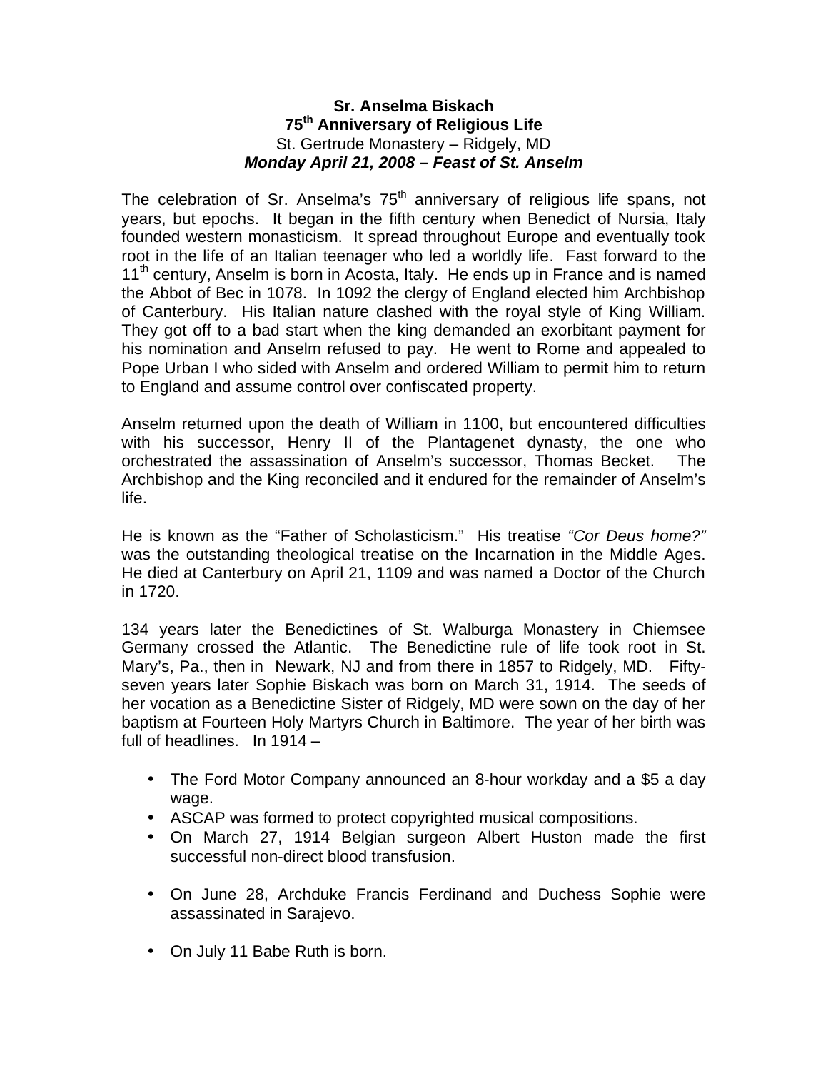**Sr. Anselma Biskach**
**75th Anniversary of Religious Life**
St. Gertrude Monastery – Ridgely, MD
***Monday April 21, 2008 – Feast of St. Anselm***

The celebration of Sr. Anselma's 75th anniversary of religious life spans, not years, but epochs. It began in the fifth century when Benedict of Nursia, Italy founded western monasticism. It spread throughout Europe and eventually took root in the life of an Italian teenager who led a worldly life. Fast forward to the 11th century, Anselm is born in Acosta, Italy. He ends up in France and is named the Abbot of Bec in 1078. In 1092 the clergy of England elected him Archbishop of Canterbury. His Italian nature clashed with the royal style of King William. They got off to a bad start when the king demanded an exorbitant payment for his nomination and Anselm refused to pay. He went to Rome and appealed to Pope Urban I who sided with Anselm and ordered William to permit him to return to England and assume control over confiscated property.

Anselm returned upon the death of William in 1100, but encountered difficulties with his successor, Henry II of the Plantagenet dynasty, the one who orchestrated the assassination of Anselm's successor, Thomas Becket. The Archbishop and the King reconciled and it endured for the remainder of Anselm's life.

He is known as the "Father of Scholasticism." His treatise *"Cor Deus home?"* was the outstanding theological treatise on the Incarnation in the Middle Ages. He died at Canterbury on April 21, 1109 and was named a Doctor of the Church in 1720.

134 years later the Benedictines of St. Walburga Monastery in Chiemsee Germany crossed the Atlantic. The Benedictine rule of life took root in St. Mary's, Pa., then in Newark, NJ and from there in 1857 to Ridgely, MD. Fifty-seven years later Sophie Biskach was born on March 31, 1914. The seeds of her vocation as a Benedictine Sister of Ridgely, MD were sown on the day of her baptism at Fourteen Holy Martyrs Church in Baltimore. The year of her birth was full of headlines. In 1914 –

- The Ford Motor Company announced an 8-hour workday and a $5 a day wage.
- ASCAP was formed to protect copyrighted musical compositions.
- On March 27, 1914 Belgian surgeon Albert Huston made the first successful non-direct blood transfusion.
- On June 28, Archduke Francis Ferdinand and Duchess Sophie were assassinated in Sarajevo.
- On July 11 Babe Ruth is born.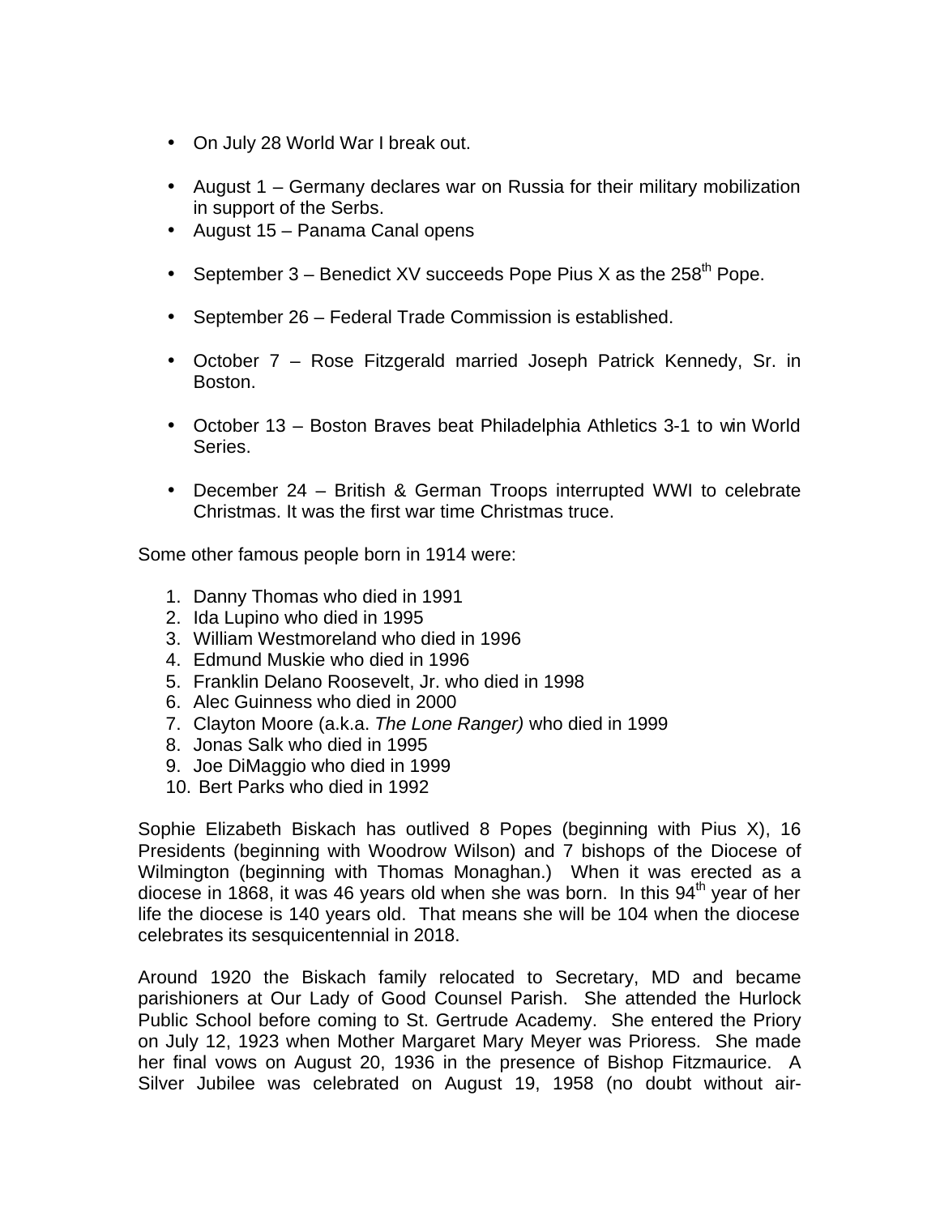- On July 28 World War I break out.
- August 1 – Germany declares war on Russia for their military mobilization in support of the Serbs.
- August 15 – Panama Canal opens
- September 3 – Benedict XV succeeds Pope Pius X as the 258th Pope.
- September 26 – Federal Trade Commission is established.
- October 7 – Rose Fitzgerald married Joseph Patrick Kennedy, Sr. in Boston.
- October 13 – Boston Braves beat Philadelphia Athletics 3-1 to win World Series.
- December 24 – British & German Troops interrupted WWI to celebrate Christmas. It was the first war time Christmas truce.

Some other famous people born in 1914 were:

1. Danny Thomas who died in 1991
2. Ida Lupino who died in 1995
3. William Westmoreland who died in 1996
4. Edmund Muskie who died in 1996
5. Franklin Delano Roosevelt, Jr. who died in 1998
6. Alec Guinness who died in 2000
7. Clayton Moore (a.k.a. *The Lone Ranger)* who died in 1999
8. Jonas Salk who died in 1995
9. Joe DiMaggio who died in 1999
10. Bert Parks who died in 1992

Sophie Elizabeth Biskach has outlived 8 Popes (beginning with Pius X), 16 Presidents (beginning with Woodrow Wilson) and 7 bishops of the Diocese of Wilmington (beginning with Thomas Monaghan.) When it was erected as a diocese in 1868, it was 46 years old when she was born. In this 94th year of her life the diocese is 140 years old. That means she will be 104 when the diocese celebrates its sesquicentennial in 2018.

Around 1920 the Biskach family relocated to Secretary, MD and became parishioners at Our Lady of Good Counsel Parish. She attended the Hurlock Public School before coming to St. Gertrude Academy. She entered the Priory on July 12, 1923 when Mother Margaret Mary Meyer was Prioress. She made her final vows on August 20, 1936 in the presence of Bishop Fitzmaurice. A Silver Jubilee was celebrated on August 19, 1958 (no doubt without air-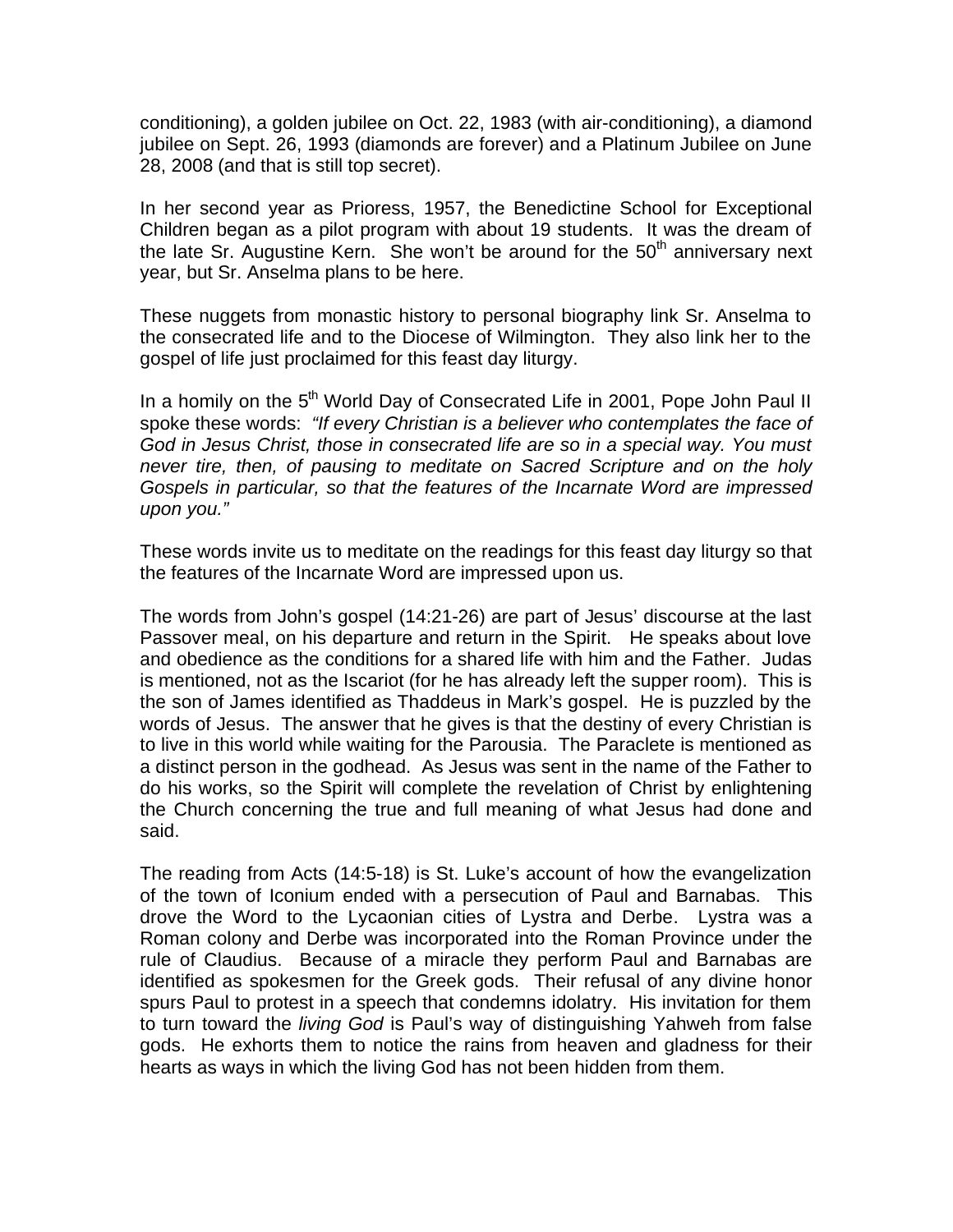conditioning), a golden jubilee on Oct. 22, 1983 (with air-conditioning), a diamond jubilee on Sept. 26, 1993 (diamonds are forever) and a Platinum Jubilee on June 28, 2008 (and that is still top secret).

In her second year as Prioress, 1957, the Benedictine School for Exceptional Children began as a pilot program with about 19 students. It was the dream of the late Sr. Augustine Kern. She won't be around for the 50th anniversary next year, but Sr. Anselma plans to be here.

These nuggets from monastic history to personal biography link Sr. Anselma to the consecrated life and to the Diocese of Wilmington. They also link her to the gospel of life just proclaimed for this feast day liturgy.

In a homily on the 5th World Day of Consecrated Life in 2001, Pope John Paul II spoke these words: *"If every Christian is a believer who contemplates the face of God in Jesus Christ, those in consecrated life are so in a special way. You must never tire, then, of pausing to meditate on Sacred Scripture and on the holy Gospels in particular, so that the features of the Incarnate Word are impressed upon you."*

These words invite us to meditate on the readings for this feast day liturgy so that the features of the Incarnate Word are impressed upon us.

The words from John's gospel (14:21-26) are part of Jesus' discourse at the last Passover meal, on his departure and return in the Spirit. He speaks about love and obedience as the conditions for a shared life with him and the Father. Judas is mentioned, not as the Iscariot (for he has already left the supper room). This is the son of James identified as Thaddeus in Mark's gospel. He is puzzled by the words of Jesus. The answer that he gives is that the destiny of every Christian is to live in this world while waiting for the Parousia. The Paraclete is mentioned as a distinct person in the godhead. As Jesus was sent in the name of the Father to do his works, so the Spirit will complete the revelation of Christ by enlightening the Church concerning the true and full meaning of what Jesus had done and said.

The reading from Acts (14:5-18) is St. Luke's account of how the evangelization of the town of Iconium ended with a persecution of Paul and Barnabas. This drove the Word to the Lycaonian cities of Lystra and Derbe. Lystra was a Roman colony and Derbe was incorporated into the Roman Province under the rule of Claudius. Because of a miracle they perform Paul and Barnabas are identified as spokesmen for the Greek gods. Their refusal of any divine honor spurs Paul to protest in a speech that condemns idolatry. His invitation for them to turn toward the *living God* is Paul's way of distinguishing Yahweh from false gods. He exhorts them to notice the rains from heaven and gladness for their hearts as ways in which the living God has not been hidden from them.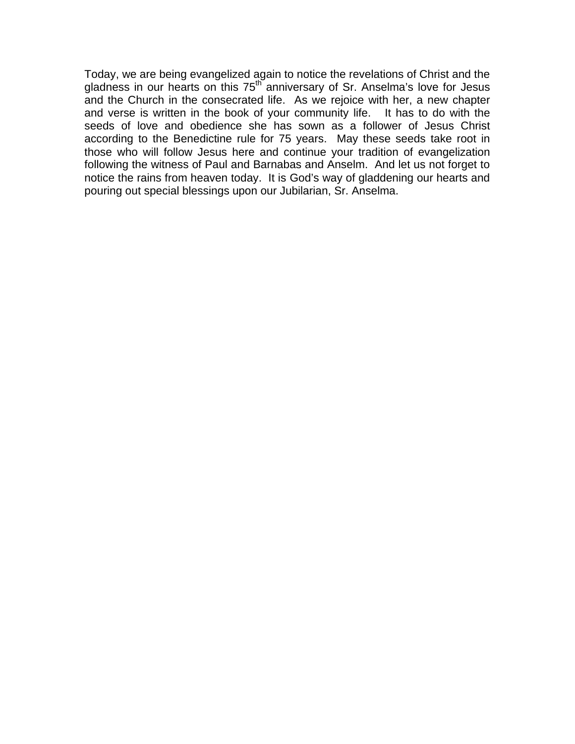Today, we are being evangelized again to notice the revelations of Christ and the gladness in our hearts on this 75th anniversary of Sr. Anselma's love for Jesus and the Church in the consecrated life. As we rejoice with her, a new chapter and verse is written in the book of your community life. It has to do with the seeds of love and obedience she has sown as a follower of Jesus Christ according to the Benedictine rule for 75 years. May these seeds take root in those who will follow Jesus here and continue your tradition of evangelization following the witness of Paul and Barnabas and Anselm. And let us not forget to notice the rains from heaven today. It is God's way of gladdening our hearts and pouring out special blessings upon our Jubilarian, Sr. Anselma.